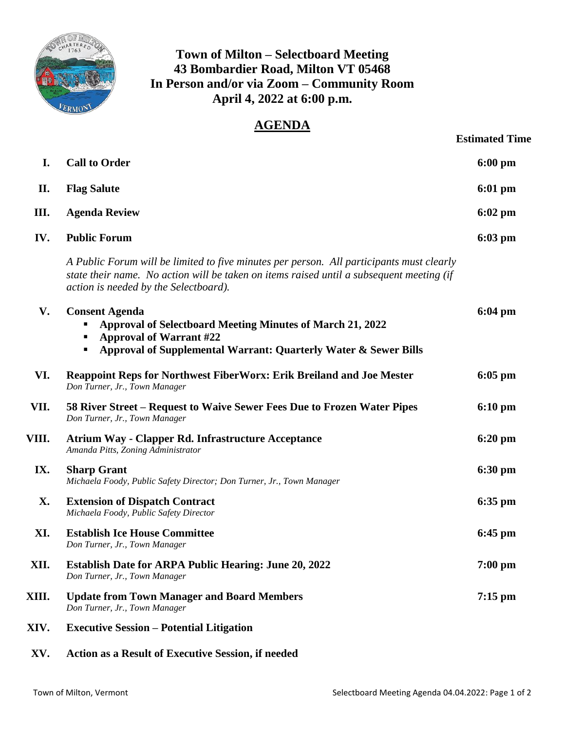# Town of Milton – Selectboard Meeting
## 43 Bombardier Road, Milton VT 05468
## In Person and/or via Zoom – Community Room
## April 4, 2022 at 6:00 p.m.

## AGENDA

| | | Estimated Time |
|---|---|---|
| I. | **Call to Order** | 6:00 pm |
| II. | **Flag Salute** | 6:01 pm |
| III. | **Agenda Review** | 6:02 pm |
| IV. | **Public Forum**<br>*A Public Forum will be limited to five minutes per person. All participants must clearly state their name. No action will be taken on items raised until a subsequent meeting (if action is needed by the Selectboard).* | 6:03 pm |
| V. | **Consent Agenda**<br>▪ **Approval of Selectboard Meeting Minutes of March 21, 2022**<br>▪ **Approval of Warrant #22**<br>▪ **Approval of Supplemental Warrant: Quarterly Water & Sewer Bills** | 6:04 pm |
| VI. | **Reappoint Reps for Northwest FiberWorx: Erik Breiland and Joe Mester**<br>*Don Turner, Jr., Town Manager* | 6:05 pm |
| VII. | **58 River Street – Request to Waive Sewer Fees Due to Frozen Water Pipes**<br>*Don Turner, Jr., Town Manager* | 6:10 pm |
| VIII. | **Atrium Way - Clapper Rd. Infrastructure Acceptance**<br>*Amanda Pitts, Zoning Administrator* | 6:20 pm |
| IX. | **Sharp Grant**<br>*Michaela Foody, Public Safety Director; Don Turner, Jr., Town Manager* | 6:30 pm |
| X. | **Extension of Dispatch Contract**<br>*Michaela Foody, Public Safety Director* | 6:35 pm |
| XI. | **Establish Ice House Committee**<br>*Don Turner, Jr., Town Manager* | 6:45 pm |
| XII. | **Establish Date for ARPA Public Hearing: June 20, 2022**<br>*Don Turner, Jr., Town Manager* | 7:00 pm |
| XIII. | **Update from Town Manager and Board Members**<br>*Don Turner, Jr., Town Manager* | 7:15 pm |
| XIV. | **Executive Session – Potential Litigation** | |
| XV. | **Action as a Result of Executive Session, if needed** | |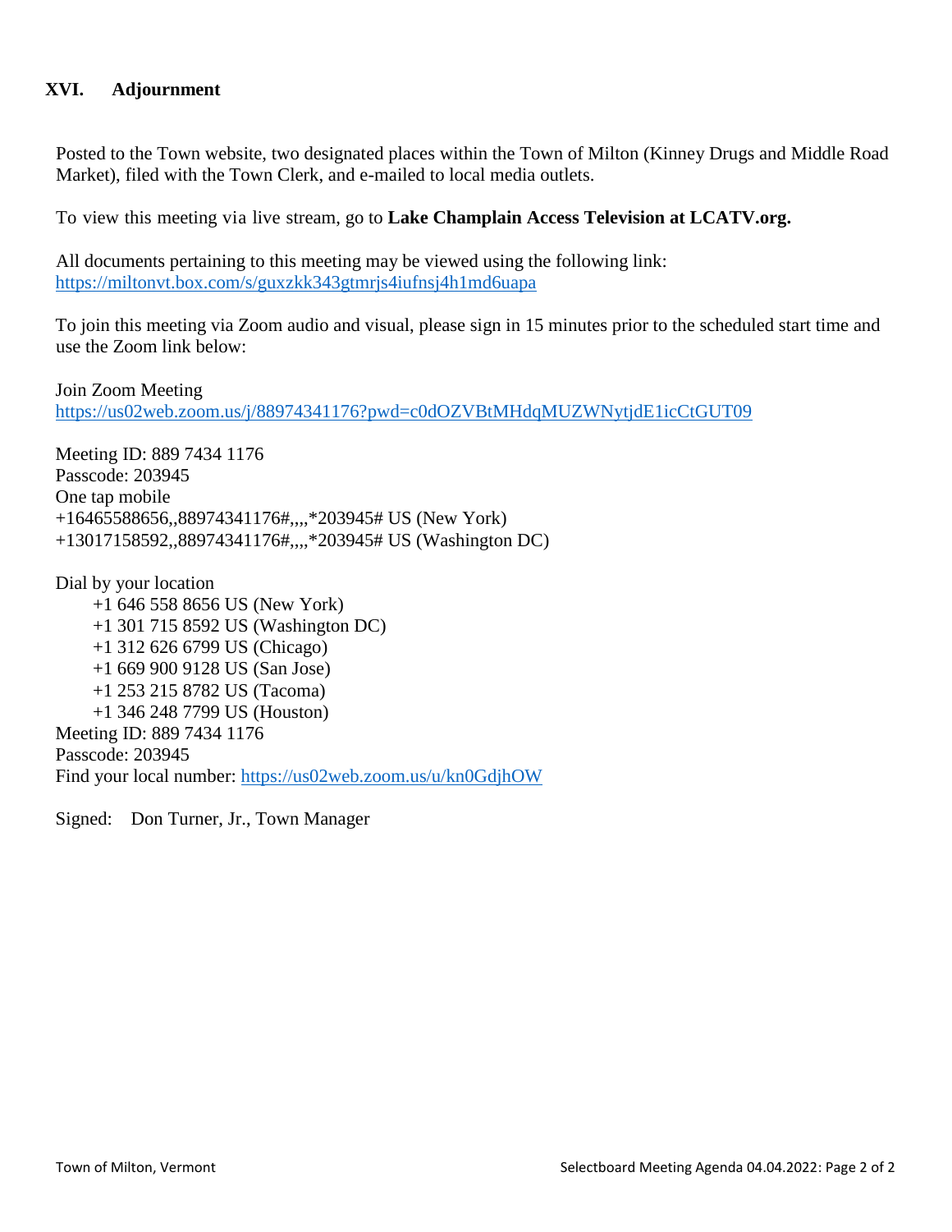## XVI. Adjournment

Posted to the Town website, two designated places within the Town of Milton (Kinney Drugs and Middle Road Market), filed with the Town Clerk, and e-mailed to local media outlets.

To view this meeting via live stream, go to **Lake Champlain Access Television at LCATV.org.**

All documents pertaining to this meeting may be viewed using the following link:
https://miltonvt.box.com/s/guxzkk343gtmrjs4iufnsj4h1md6uapa

To join this meeting via Zoom audio and visual, please sign in 15 minutes prior to the scheduled start time and use the Zoom link below:

Join Zoom Meeting
https://us02web.zoom.us/j/88974341176?pwd=c0dOZVBtMHdqMUZWNytjdE1icCtGUT09

Meeting ID: 889 7434 1176
Passcode: 203945
One tap mobile
+16465588656,,88974341176#,,,,*203945# US (New York)
+13017158592,,88974341176#,,,,*203945# US (Washington DC)

Dial by your location
- +1 646 558 8656 US (New York)
- +1 301 715 8592 US (Washington DC)
- +1 312 626 6799 US (Chicago)
- +1 669 900 9128 US (San Jose)
- +1 253 215 8782 US (Tacoma)
- +1 346 248 7799 US (Houston)

Meeting ID: 889 7434 1176
Passcode: 203945
Find your local number: https://us02web.zoom.us/u/kn0GdjhOW

Signed: Don Turner, Jr., Town Manager